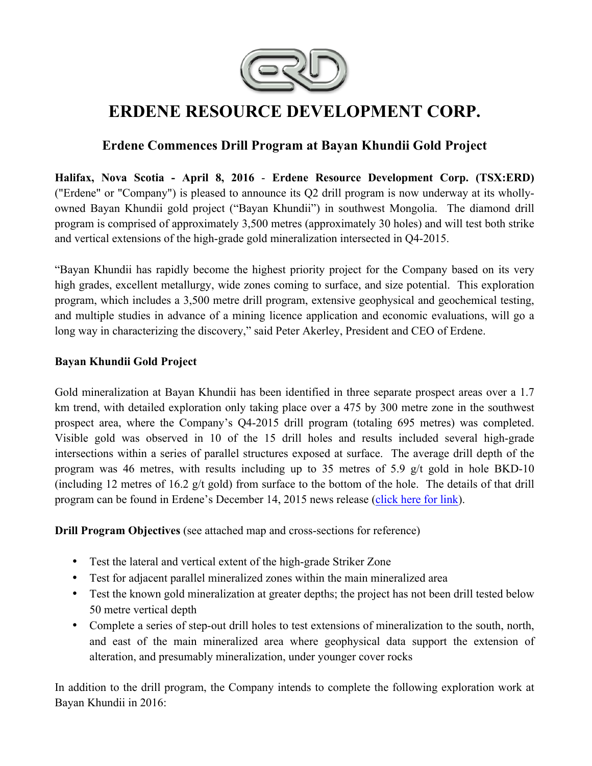# ERDENE RESOURCE DEVELOPMENT CORP.

## Erdene Commences Drill Program at Bayan Khundii Gold Project

**Halifax, Nova Scotia - April 8, 2016** - **Erdene Resource Development Corp. (TSX:ERD)** ("Erdene" or "Company") is pleased to announce its Q2 drill program is now underway at its wholly-owned Bayan Khundii gold project ("Bayan Khundii") in southwest Mongolia. The diamond drill program is comprised of approximately 3,500 metres (approximately 30 holes) and will test both strike and vertical extensions of the high-grade gold mineralization intersected in Q4-2015.

"Bayan Khundii has rapidly become the highest priority project for the Company based on its very high grades, excellent metallurgy, wide zones coming to surface, and size potential. This exploration program, which includes a 3,500 metre drill program, extensive geophysical and geochemical testing, and multiple studies in advance of a mining licence application and economic evaluations, will go a long way in characterizing the discovery," said Peter Akerley, President and CEO of Erdene.

**Bayan Khundii Gold Project**

Gold mineralization at Bayan Khundii has been identified in three separate prospect areas over a 1.7 km trend, with detailed exploration only taking place over a 475 by 300 metre zone in the southwest prospect area, where the Company's Q4-2015 drill program (totaling 695 metres) was completed. Visible gold was observed in 10 of the 15 drill holes and results included several high-grade intersections within a series of parallel structures exposed at surface. The average drill depth of the program was 46 metres, with results including up to 35 metres of 5.9 g/t gold in hole BKD-10 (including 12 metres of 16.2 g/t gold) from surface to the bottom of the hole. The details of that drill program can be found in Erdene's December 14, 2015 news release (click here for link).

**Drill Program Objectives** (see attached map and cross-sections for reference)

- Test the lateral and vertical extent of the high-grade Striker Zone
- Test for adjacent parallel mineralized zones within the main mineralized area
- Test the known gold mineralization at greater depths; the project has not been drill tested below 50 metre vertical depth
- Complete a series of step-out drill holes to test extensions of mineralization to the south, north, and east of the main mineralized area where geophysical data support the extension of alteration, and presumably mineralization, under younger cover rocks

In addition to the drill program, the Company intends to complete the following exploration work at Bayan Khundii in 2016: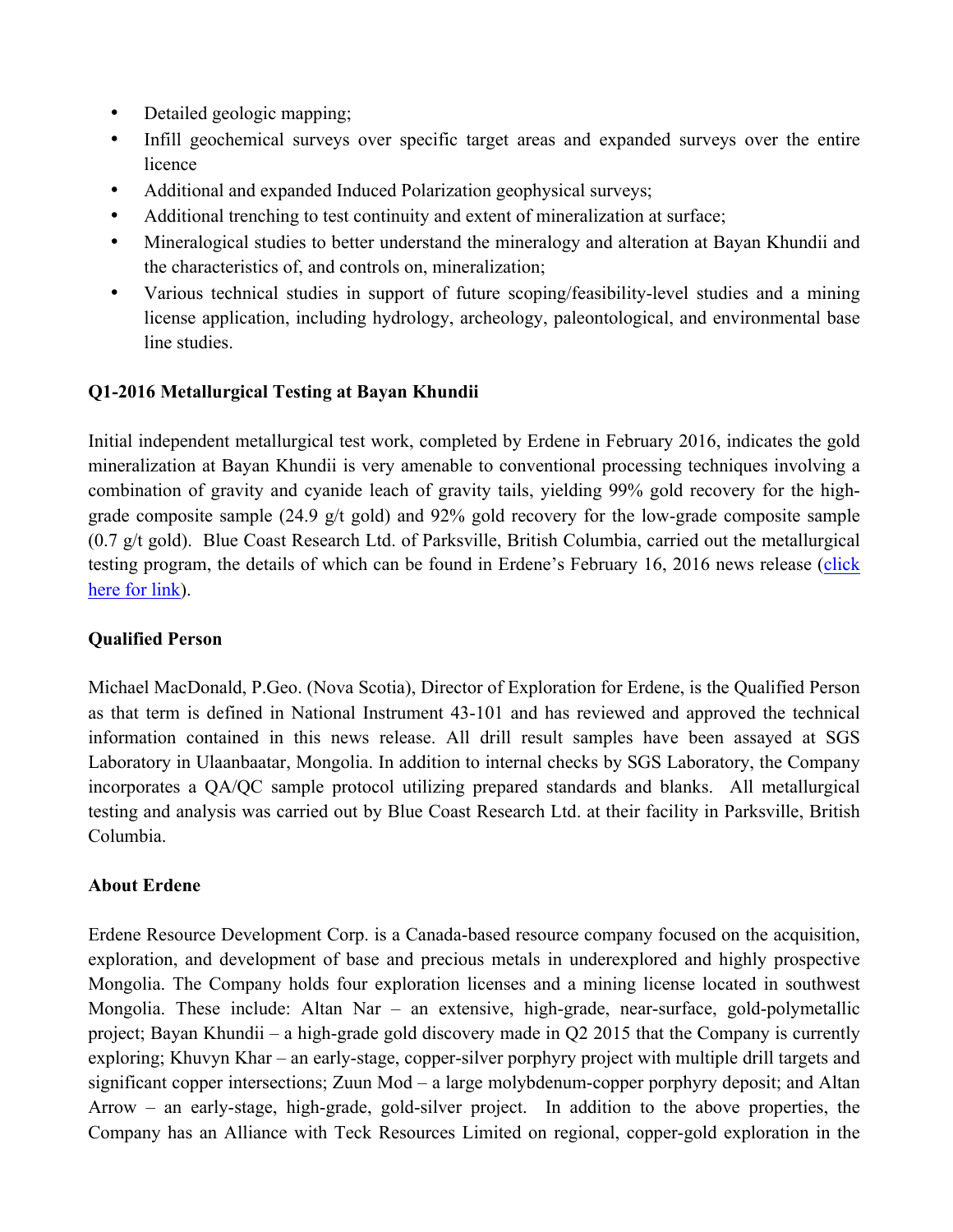- Detailed geologic mapping;
- Infill geochemical surveys over specific target areas and expanded surveys over the entire licence
- Additional and expanded Induced Polarization geophysical surveys;
- Additional trenching to test continuity and extent of mineralization at surface;
- Mineralogical studies to better understand the mineralogy and alteration at Bayan Khundii and the characteristics of, and controls on, mineralization;
- Various technical studies in support of future scoping/feasibility-level studies and a mining license application, including hydrology, archeology, paleontological, and environmental base line studies.

**Q1-2016 Metallurgical Testing at Bayan Khundii**

Initial independent metallurgical test work, completed by Erdene in February 2016, indicates the gold mineralization at Bayan Khundii is very amenable to conventional processing techniques involving a combination of gravity and cyanide leach of gravity tails, yielding 99% gold recovery for the high-grade composite sample (24.9 g/t gold) and 92% gold recovery for the low-grade composite sample (0.7 g/t gold). Blue Coast Research Ltd. of Parksville, British Columbia, carried out the metallurgical testing program, the details of which can be found in Erdene's February 16, 2016 news release (click here for link).

**Qualified Person**

Michael MacDonald, P.Geo. (Nova Scotia), Director of Exploration for Erdene, is the Qualified Person as that term is defined in National Instrument 43-101 and has reviewed and approved the technical information contained in this news release. All drill result samples have been assayed at SGS Laboratory in Ulaanbaatar, Mongolia. In addition to internal checks by SGS Laboratory, the Company incorporates a QA/QC sample protocol utilizing prepared standards and blanks. All metallurgical testing and analysis was carried out by Blue Coast Research Ltd. at their facility in Parksville, British Columbia.

**About Erdene**

Erdene Resource Development Corp. is a Canada-based resource company focused on the acquisition, exploration, and development of base and precious metals in underexplored and highly prospective Mongolia. The Company holds four exploration licenses and a mining license located in southwest Mongolia. These include: Altan Nar – an extensive, high-grade, near-surface, gold-polymetallic project; Bayan Khundii – a high-grade gold discovery made in Q2 2015 that the Company is currently exploring; Khuvyn Khar – an early-stage, copper-silver porphyry project with multiple drill targets and significant copper intersections; Zuun Mod – a large molybdenum-copper porphyry deposit; and Altan Arrow – an early-stage, high-grade, gold-silver project. In addition to the above properties, the Company has an Alliance with Teck Resources Limited on regional, copper-gold exploration in the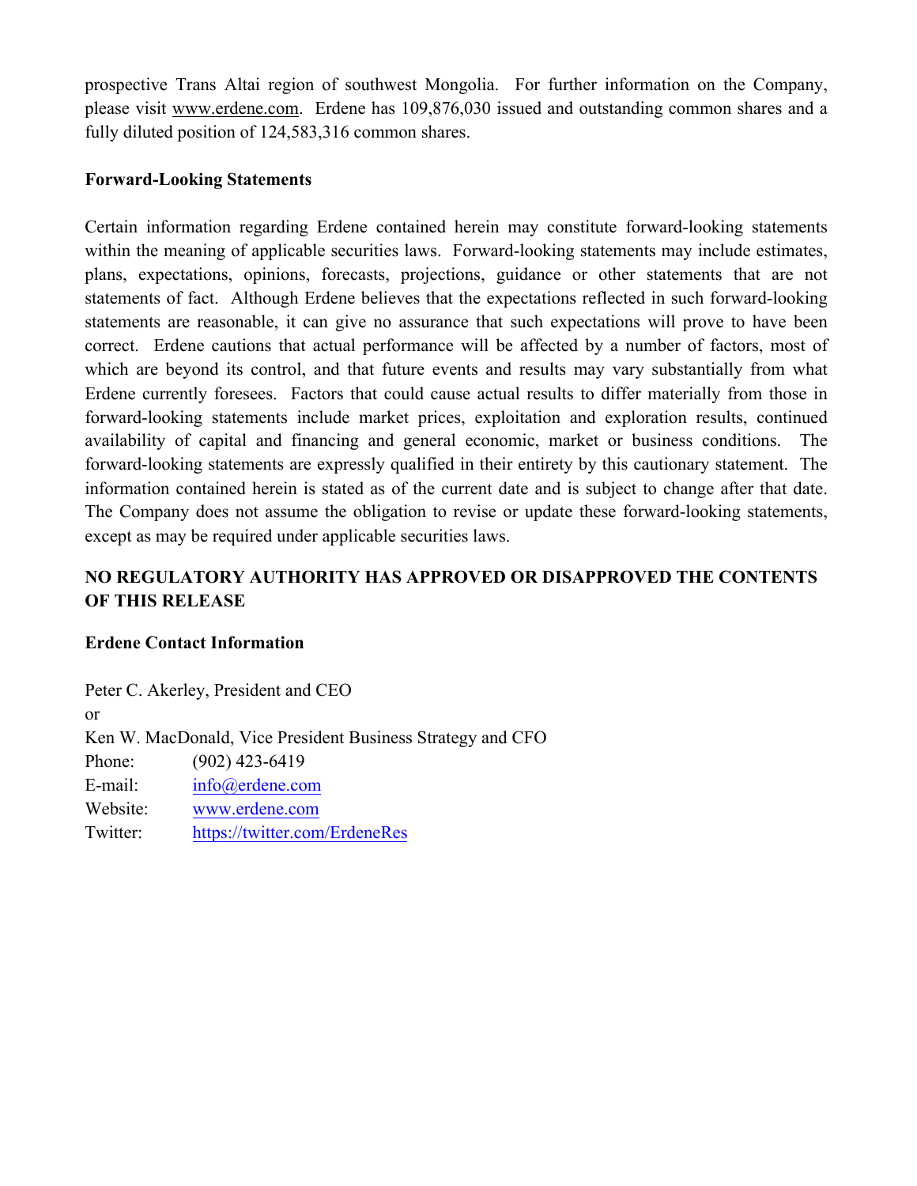prospective Trans Altai region of southwest Mongolia. For further information on the Company, please visit www.erdene.com. Erdene has 109,876,030 issued and outstanding common shares and a fully diluted position of 124,583,316 common shares.

**Forward-Looking Statements**

Certain information regarding Erdene contained herein may constitute forward-looking statements within the meaning of applicable securities laws. Forward-looking statements may include estimates, plans, expectations, opinions, forecasts, projections, guidance or other statements that are not statements of fact. Although Erdene believes that the expectations reflected in such forward-looking statements are reasonable, it can give no assurance that such expectations will prove to have been correct. Erdene cautions that actual performance will be affected by a number of factors, most of which are beyond its control, and that future events and results may vary substantially from what Erdene currently foresees. Factors that could cause actual results to differ materially from those in forward-looking statements include market prices, exploitation and exploration results, continued availability of capital and financing and general economic, market or business conditions. The forward-looking statements are expressly qualified in their entirety by this cautionary statement. The information contained herein is stated as of the current date and is subject to change after that date. The Company does not assume the obligation to revise or update these forward-looking statements, except as may be required under applicable securities laws.

**NO REGULATORY AUTHORITY HAS APPROVED OR DISAPPROVED THE CONTENTS OF THIS RELEASE**

**Erdene Contact Information**

Peter C. Akerley, President and CEO
or
Ken W. MacDonald, Vice President Business Strategy and CFO
Phone: (902) 423-6419
E-mail: info@erdene.com
Website: www.erdene.com
Twitter: https://twitter.com/ErdeneRes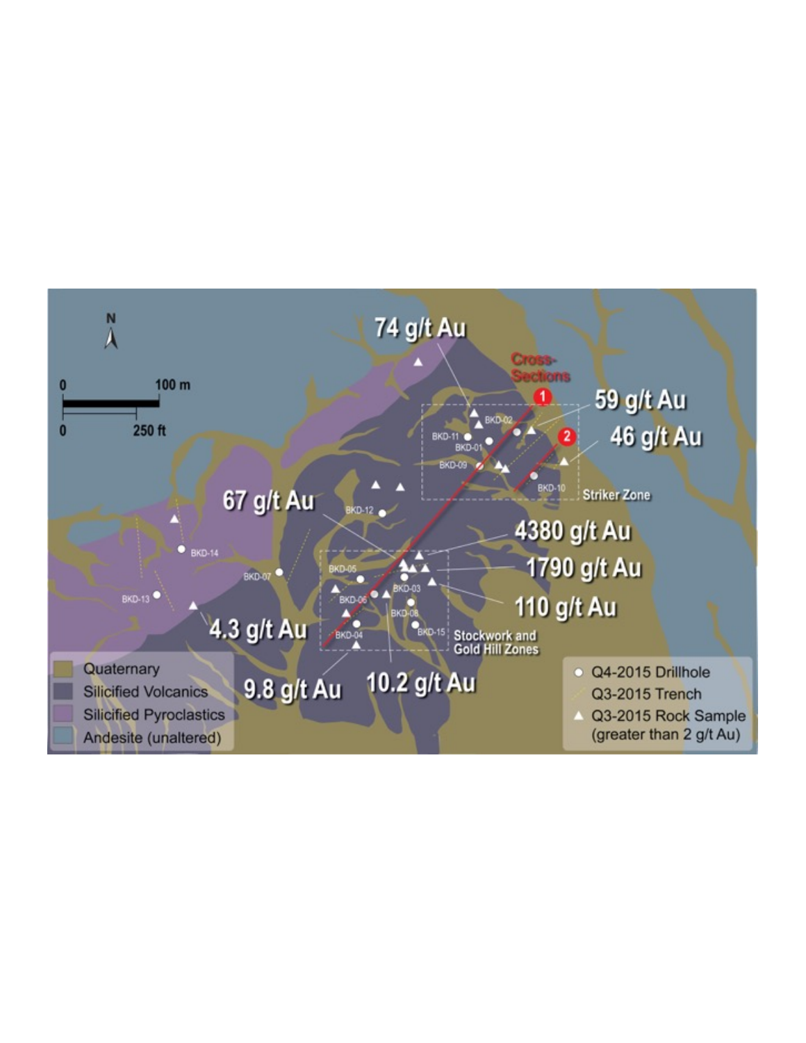N

0 — 100 m

0 — 250 ft

74 g/t Au

Cross-Sections

1

2

59 g/t Au

46 g/t Au

BKD-02

BKD-11

BKD-01

BKD-09

BKD-10

Striker Zone

67 g/t Au

BKD-12

4380 g/t Au

1790 g/t Au

110 g/t Au

BKD-14

BKD-07

BKD-05

BKD-13

BKD-06

BKD-03

BKD-08

BKD-15

BKD-04

4.3 g/t Au

Stockwork and Gold Hill Zones

9.8 g/t Au

10.2 g/t Au

- Quaternary
- Silicified Volcanics
- Silicified Pyroclastics
- Andesite (unaltered)

- ○ Q4-2015 Drillhole
- Q3-2015 Trench
- △ Q3-2015 Rock Sample (greater than 2 g/t Au)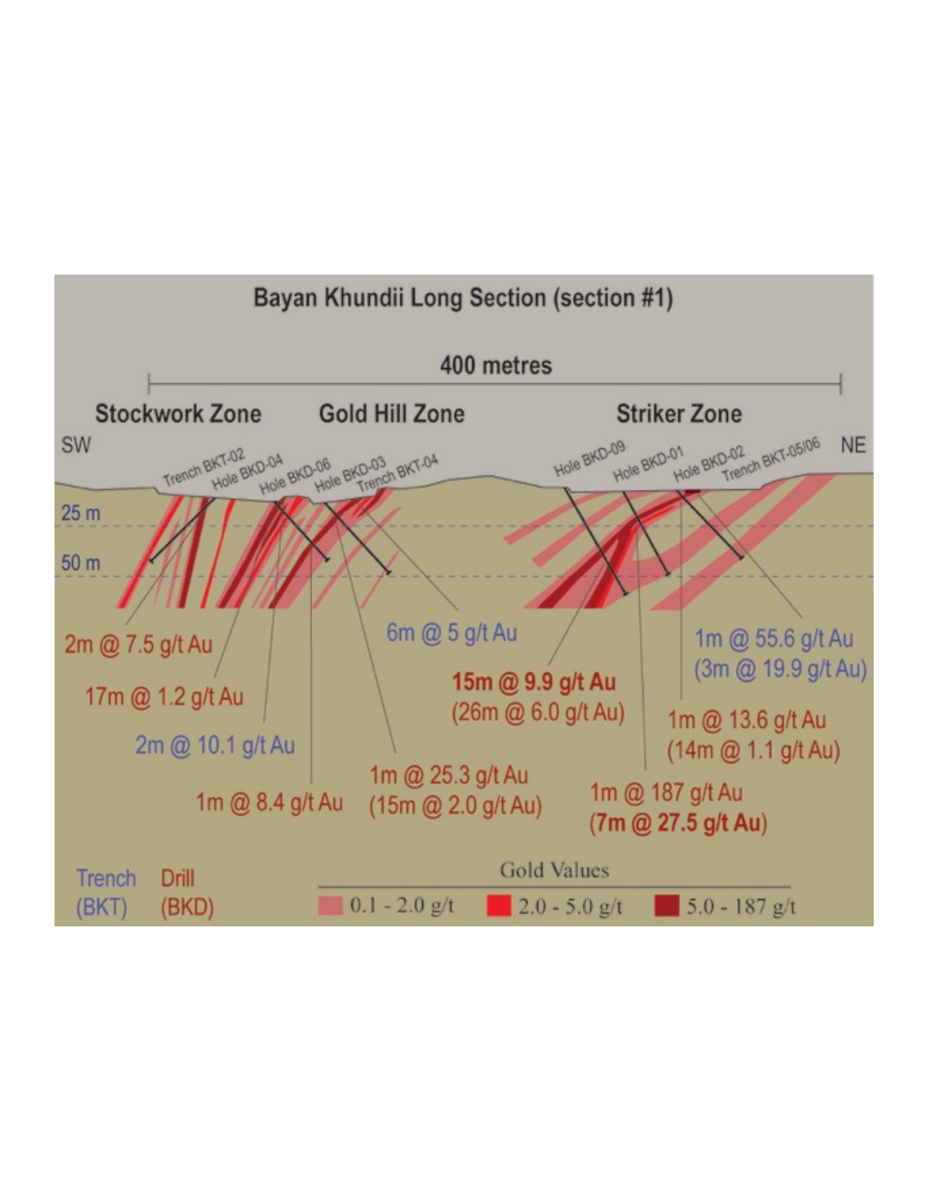## Bayan Khundii Long Section (section #1)

400 metres

**Stockwork Zone** | **Gold Hill Zone** | **Striker Zone**

SW — NE

Trench BKT-02, Hole BKD-04, Hole BKD-06, Hole BKD-03, Trench BKT-04, Hole BKD-09, Hole BKD-01, Hole BKD-02, Trench BKT-05/06

25 m

50 m

- 2m @ 7.5 g/t Au
- 17m @ 1.2 g/t Au
- 2m @ 10.1 g/t Au
- 1m @ 8.4 g/t Au
- 1m @ 25.3 g/t Au (15m @ 2.0 g/t Au)
- 6m @ 5 g/t Au
- **15m @ 9.9 g/t Au** (26m @ 6.0 g/t Au)
- 1m @ 187 g/t Au **(7m @ 27.5 g/t Au)**
- 1m @ 13.6 g/t Au (14m @ 1.1 g/t Au)
- 1m @ 55.6 g/t Au (3m @ 19.9 g/t Au)

Trench (BKT) | Drill (BKD)

Gold Values: 0.1 - 2.0 g/t | 2.0 - 5.0 g/t | 5.0 - 187 g/t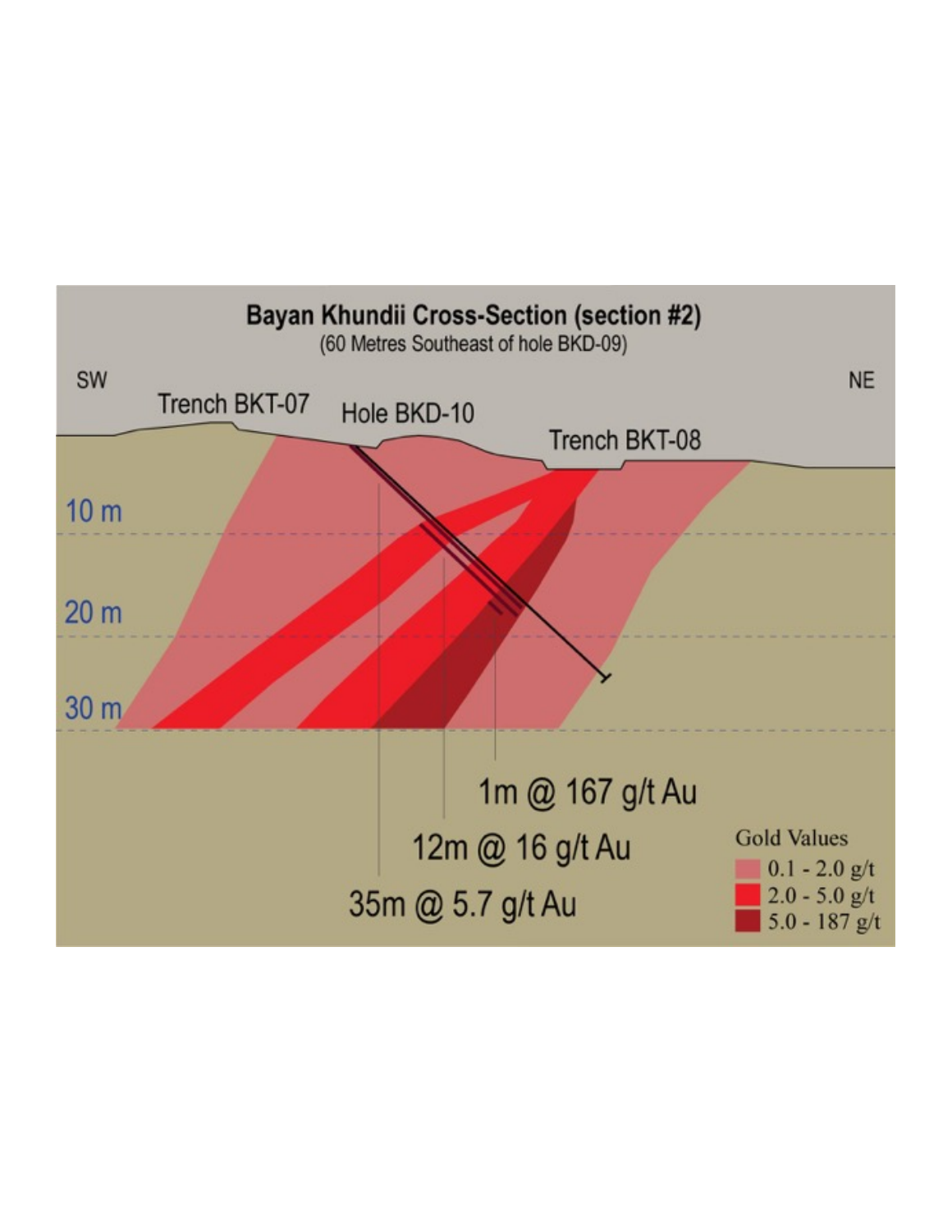Bayan Khundii Cross-Section (section #2)

(60 Metres Southeast of hole BKD-09)

SW

NE

Trench BKT-07

Hole BKD-10

Trench BKT-08

10 m

20 m

30 m

1m @ 167 g/t Au

12m @ 16 g/t Au

35m @ 5.7 g/t Au

Gold Values

0.1 - 2.0 g/t

2.0 - 5.0 g/t

5.0 - 187 g/t